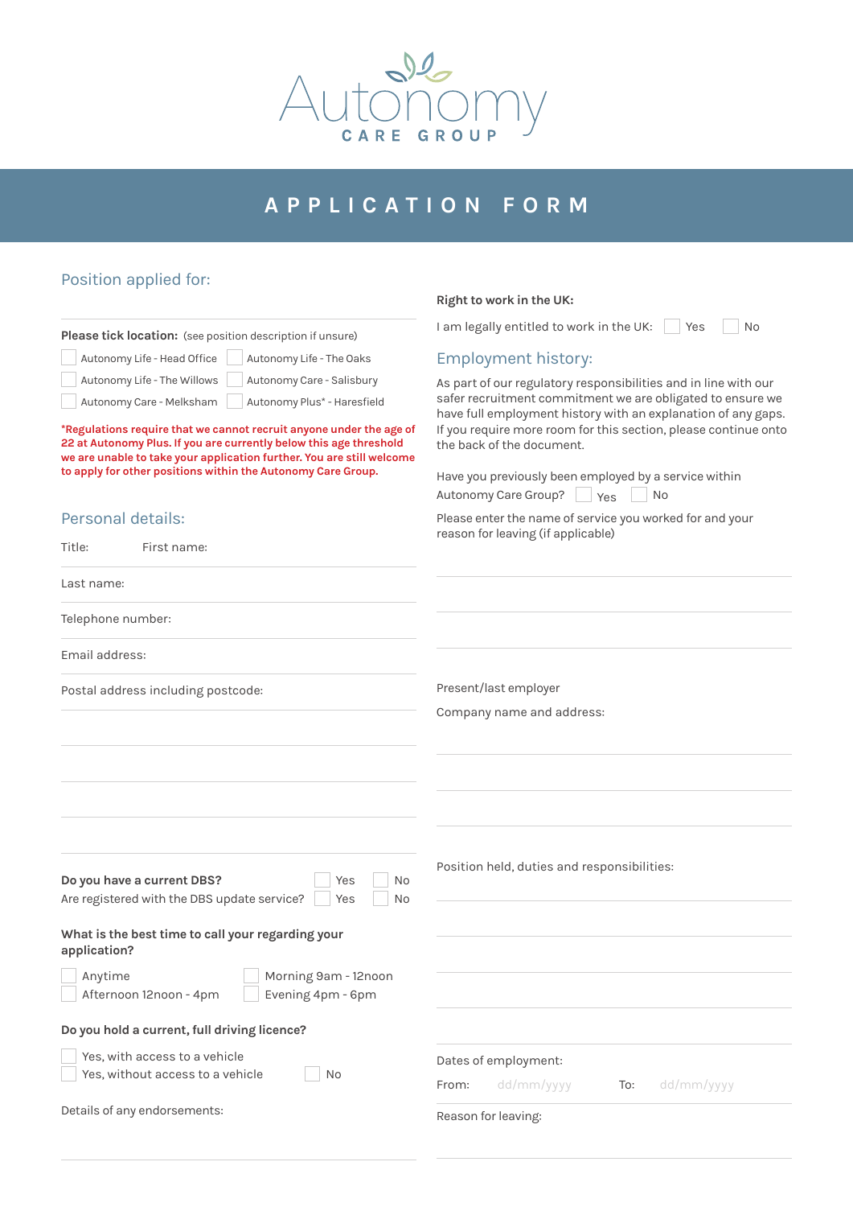# Autonomy CARE GROUP

## APPLICATION FORM

### Position applied for:

**Please tick location:** (see position description if unsure)

- ☐ Autonomy Life - Head Office
- ☐ Autonomy Life - The Oaks
- ☐ Autonomy Life - The Willows
- ☐ Autonomy Care - Salisbury
- ☐ Autonomy Care - Melksham
- ☐ Autonomy Plus* - Haresfield

**\*Regulations require that we cannot recruit anyone under the age of 22 at Autonomy Plus. If you are currently below this age threshold we are unable to take your application further. You are still welcome to apply for other positions within the Autonomy Care Group.**

### Personal details:

Title: First name:

Last name:

Telephone number:

Email address:

Postal address including postcode:

**Do you have a current DBS?** ☐ Yes ☐ No

Are registered with the DBS update service? ☐ Yes ☐ No

**What is the best time to call your regarding your application?**

- ☐ Anytime
- ☐ Morning 9am - 12noon
- ☐ Afternoon 12noon - 4pm
- ☐ Evening 4pm - 6pm

**Do you hold a current, full driving licence?**

- ☐ Yes, with access to a vehicle
- ☐ Yes, without access to a vehicle
- ☐ No

Details of any endorsements:

**Right to work in the UK:**

I am legally entitled to work in the UK: ☐ Yes ☐ No

### Employment history:

As part of our regulatory responsibilities and in line with our safer recruitment commitment we are obligated to ensure we have full employment history with an explanation of any gaps. If you require more room for this section, please continue onto the back of the document.

Have you previously been employed by a service within Autonomy Care Group? ☐ Yes ☐ No

Please enter the name of service you worked for and your reason for leaving (if applicable)

Present/last employer

Company name and address:

Position held, duties and responsibilities:

Dates of employment:

From: dd/mm/yyyy To: dd/mm/yyyy

Reason for leaving: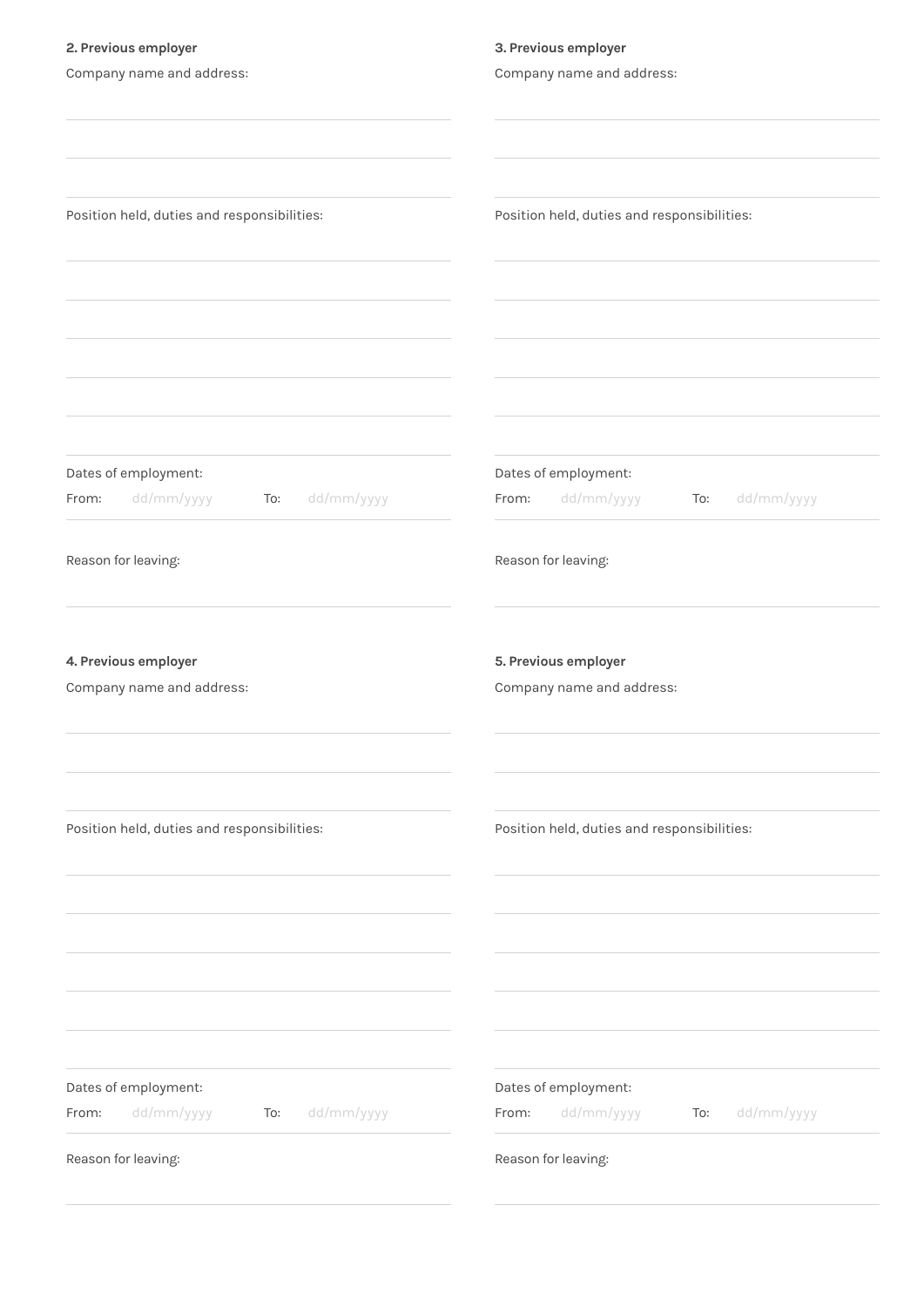**2. Previous employer**

Company name and address:

Position held, duties and responsibilities:

Dates of employment:

From: dd/mm/yyyy To: dd/mm/yyyy

Reason for leaving:

**3. Previous employer**

Company name and address:

Position held, duties and responsibilities:

Dates of employment:

From: dd/mm/yyyy To: dd/mm/yyyy

Reason for leaving:

**4. Previous employer**

Company name and address:

Position held, duties and responsibilities:

Dates of employment:

From: dd/mm/yyyy To: dd/mm/yyyy

Reason for leaving:

**5. Previous employer**

Company name and address:

Position held, duties and responsibilities:

Dates of employment:

From: dd/mm/yyyy To: dd/mm/yyyy

Reason for leaving: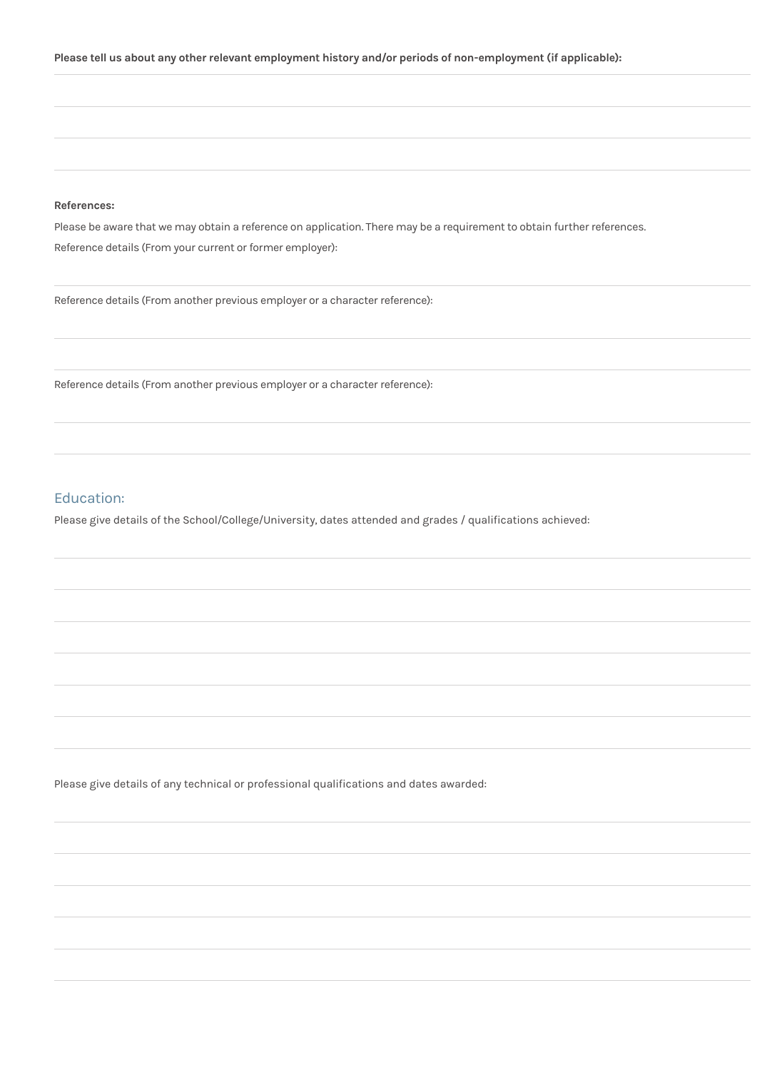**Please tell us about any other relevant employment history and/or periods of non-employment (if applicable):**

**References:**

Please be aware that we may obtain a reference on application. There may be a requirement to obtain further references.

Reference details (From your current or former employer):

Reference details (From another previous employer or a character reference):

Reference details (From another previous employer or a character reference):

## Education:

Please give details of the School/College/University, dates attended and grades / qualifications achieved:

Please give details of any technical or professional qualifications and dates awarded: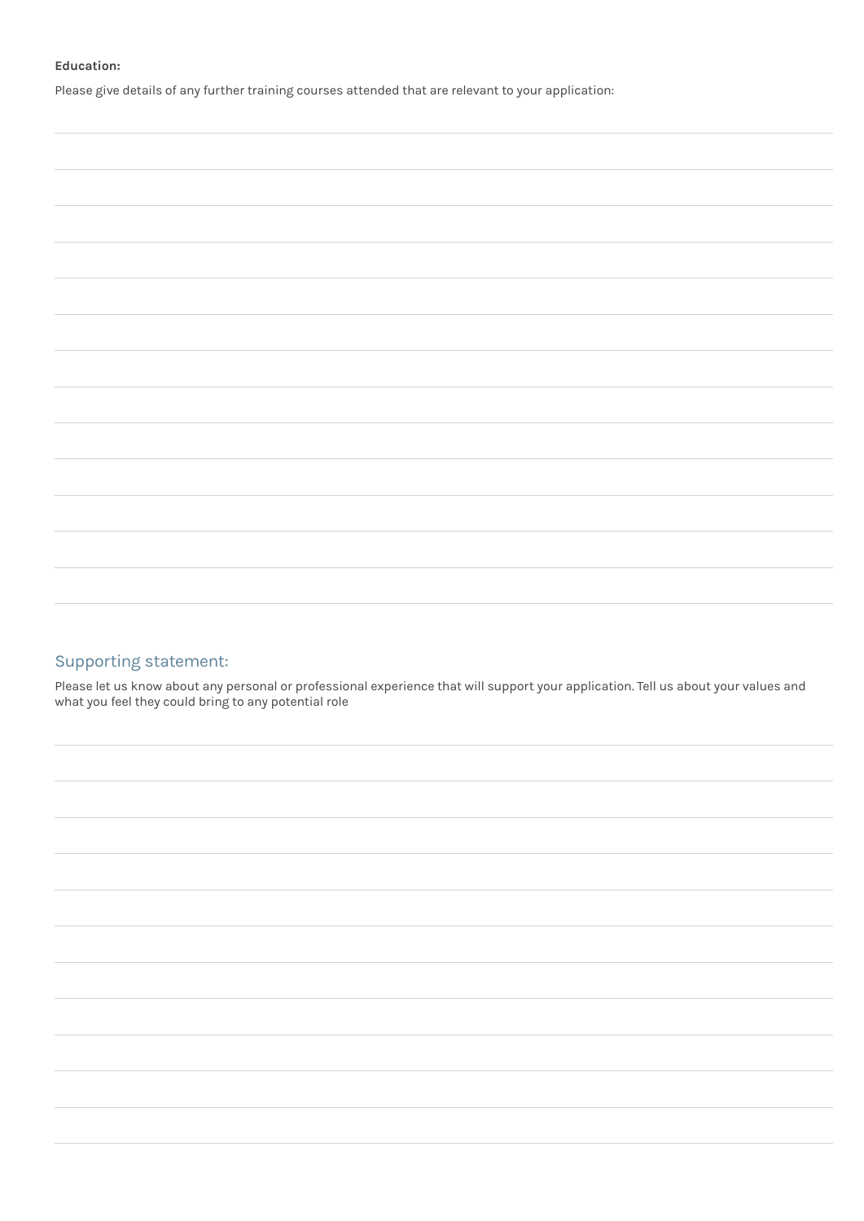**Education:**

Please give details of any further training courses attended that are relevant to your application:

## Supporting statement:

Please let us know about any personal or professional experience that will support your application. Tell us about your values and what you feel they could bring to any potential role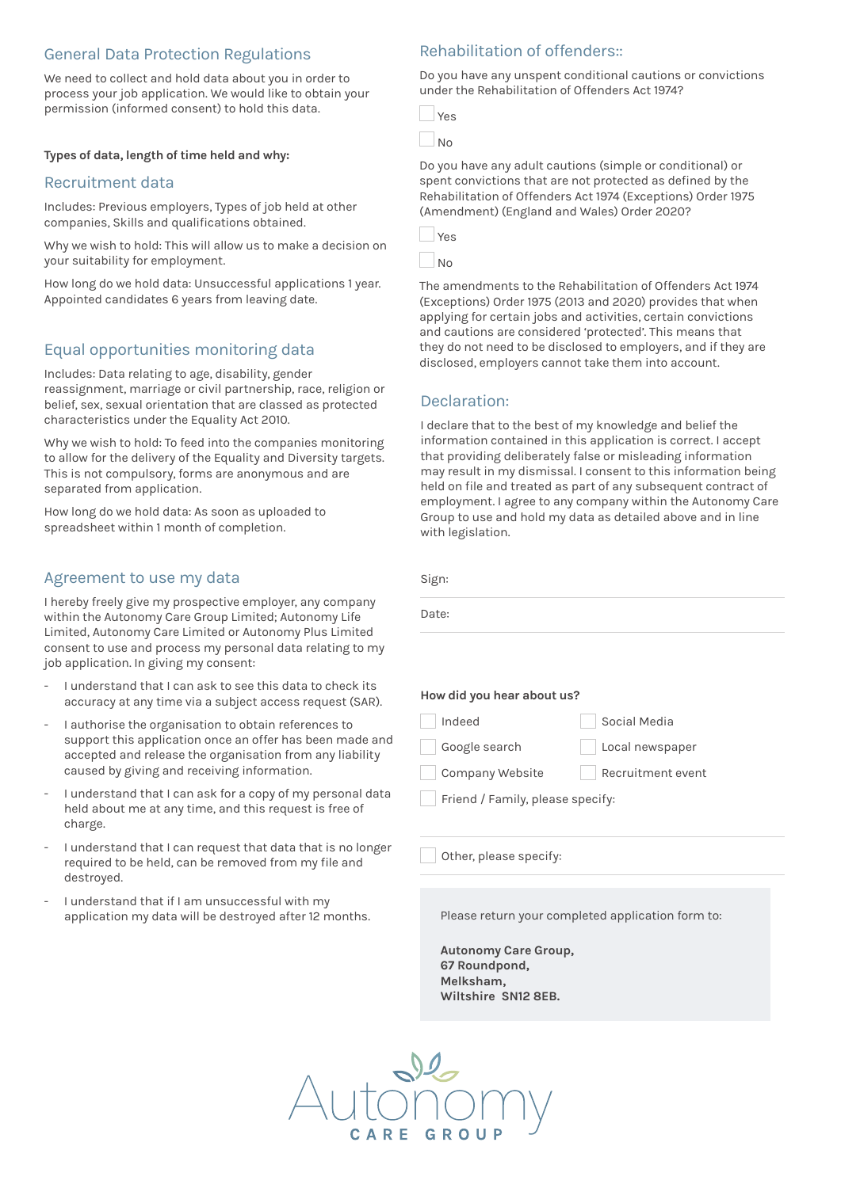## General Data Protection Regulations

We need to collect and hold data about you in order to process your job application. We would like to obtain your permission (informed consent) to hold this data.

**Types of data, length of time held and why:**

### Recruitment data

Includes: Previous employers, Types of job held at other companies, Skills and qualifications obtained.

Why we wish to hold: This will allow us to make a decision on your suitability for employment.

How long do we hold data: Unsuccessful applications 1 year. Appointed candidates 6 years from leaving date.

### Equal opportunities monitoring data

Includes: Data relating to age, disability, gender reassignment, marriage or civil partnership, race, religion or belief, sex, sexual orientation that are classed as protected characteristics under the Equality Act 2010.

Why we wish to hold: To feed into the companies monitoring to allow for the delivery of the Equality and Diversity targets. This is not compulsory, forms are anonymous and are separated from application.

How long do we hold data: As soon as uploaded to spreadsheet within 1 month of completion.

### Agreement to use my data

I hereby freely give my prospective employer, any company within the Autonomy Care Group Limited; Autonomy Life Limited, Autonomy Care Limited or Autonomy Plus Limited consent to use and process my personal data relating to my job application. In giving my consent:

- I understand that I can ask to see this data to check its accuracy at any time via a subject access request (SAR).
- I authorise the organisation to obtain references to support this application once an offer has been made and accepted and release the organisation from any liability caused by giving and receiving information.
- I understand that I can ask for a copy of my personal data held about me at any time, and this request is free of charge.
- I understand that I can request that data that is no longer required to be held, can be removed from my file and destroyed.
- I understand that if I am unsuccessful with my application my data will be destroyed after 12 months.

## Rehabilitation of offenders::

Do you have any unspent conditional cautions or convictions under the Rehabilitation of Offenders Act 1974?

☐ Yes

☐ No

Do you have any adult cautions (simple or conditional) or spent convictions that are not protected as defined by the Rehabilitation of Offenders Act 1974 (Exceptions) Order 1975 (Amendment) (England and Wales) Order 2020?

☐ Yes

☐ No

The amendments to the Rehabilitation of Offenders Act 1974 (Exceptions) Order 1975 (2013 and 2020) provides that when applying for certain jobs and activities, certain convictions and cautions are considered 'protected'. This means that they do not need to be disclosed to employers, and if they are disclosed, employers cannot take them into account.

## Declaration:

I declare that to the best of my knowledge and belief the information contained in this application is correct. I accept that providing deliberately false or misleading information may result in my dismissal. I consent to this information being held on file and treated as part of any subsequent contract of employment. I agree to any company within the Autonomy Care Group to use and hold my data as detailed above and in line with legislation.

Sign:

Date:

**How did you hear about us?**

☐ Indeed ☐ Social Media

☐ Google search ☐ Local newspaper

☐ Company Website ☐ Recruitment event

☐ Friend / Family, please specify:

☐ Other, please specify:

Please return your completed application form to:

**Autonomy Care Group,**
**67 Roundpond,**
**Melksham,**
**Wiltshire SN12 8EB.**

Autonomy CARE GROUP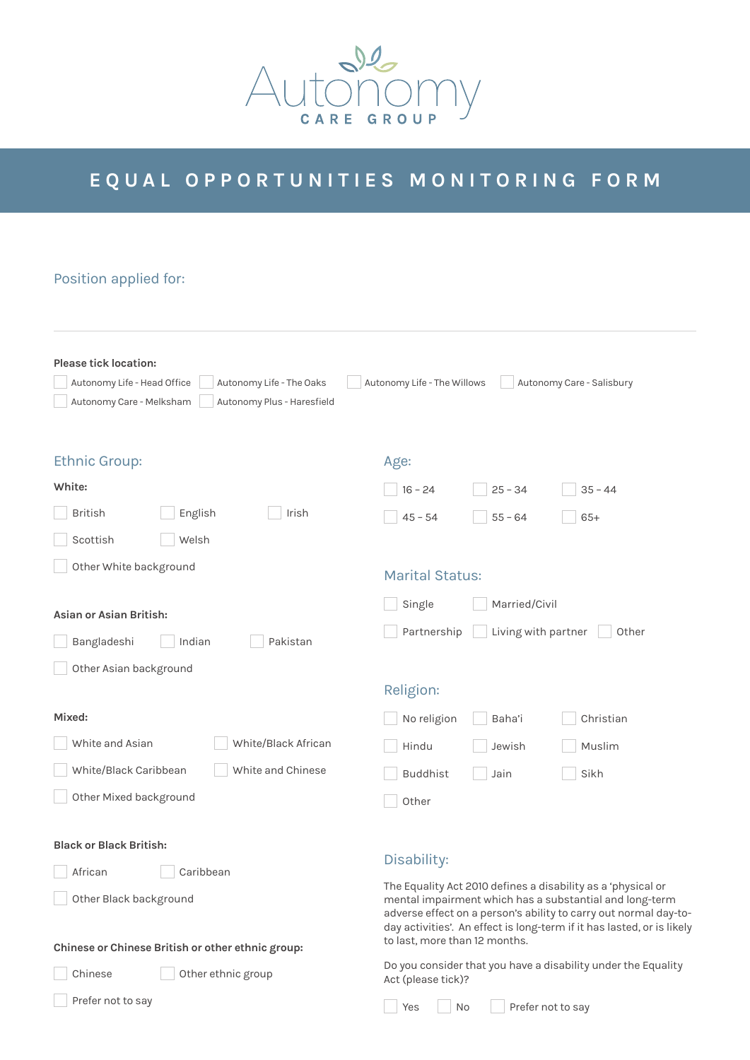Autonomy
CARE GROUP

# EQUAL OPPORTUNITIES MONITORING FORM

## Position applied for:

**Please tick location:**

- ☐ Autonomy Life - Head Office
- ☐ Autonomy Life - The Oaks
- ☐ Autonomy Life - The Willows
- ☐ Autonomy Care - Salisbury
- ☐ Autonomy Care - Melksham
- ☐ Autonomy Plus - Haresfield

## Ethnic Group:

**White:**

- ☐ British
- ☐ English
- ☐ Irish
- ☐ Scottish
- ☐ Welsh
- ☐ Other White background

**Asian or Asian British:**

- ☐ Bangladeshi
- ☐ Indian
- ☐ Pakistan
- ☐ Other Asian background

**Mixed:**

- ☐ White and Asian
- ☐ White/Black African
- ☐ White/Black Caribbean
- ☐ White and Chinese
- ☐ Other Mixed background

**Black or Black British:**

- ☐ African
- ☐ Caribbean
- ☐ Other Black background

**Chinese or Chinese British or other ethnic group:**

- ☐ Chinese
- ☐ Other ethnic group
- ☐ Prefer not to say

## Age:

- ☐ 16 – 24
- ☐ 25 – 34
- ☐ 35 – 44
- ☐ 45 – 54
- ☐ 55 – 64
- ☐ 65+

## Marital Status:

- ☐ Single
- ☐ Married/Civil
- ☐ Partnership
- ☐ Living with partner
- ☐ Other

## Religion:

- ☐ No religion
- ☐ Baha'i
- ☐ Christian
- ☐ Hindu
- ☐ Jewish
- ☐ Muslim
- ☐ Buddhist
- ☐ Jain
- ☐ Sikh
- ☐ Other

## Disability:

The Equality Act 2010 defines a disability as a 'physical or mental impairment which has a substantial and long-term adverse effect on a person's ability to carry out normal day-to-day activities'. An effect is long-term if it has lasted, or is likely to last, more than 12 months.

Do you consider that you have a disability under the Equality Act (please tick)?

- ☐ Yes
- ☐ No
- ☐ Prefer not to say